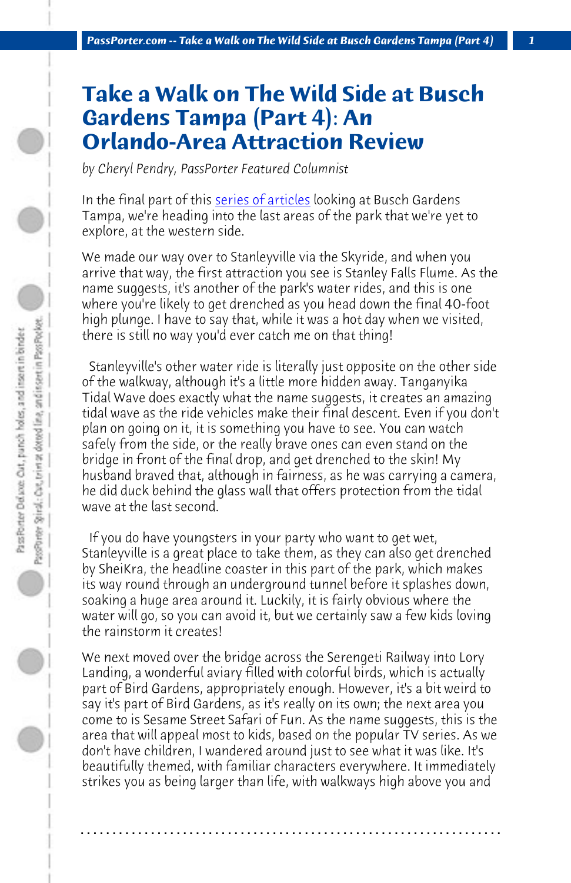# Take a Walk on The Wild Side at Busch Gardens Tampa (Part 4): An Orlando-Area Attraction Review

*by Cheryl Pendry, PassPorter Featured Columnist*

In the final part of this series of articles looking at Busch Gardens Tampa, we're heading into the last areas of the park that we're yet to explore, at the western side.

We made our way over to Stanleyville via the Skyride, and when you arrive that way, the first attraction you see is Stanley Falls Flume. As the name suggests, it's another of the park's water rides, and this is one where you're likely to get drenched as you head down the final 40-foot high plunge. I have to say that, while it was a hot day when we visited, there is still no way you'd ever catch me on that thing!

Stanleyville's other water ride is literally just opposite on the other side of the walkway, although it's a little more hidden away. Tanganyika Tidal Wave does exactly what the name suggests, it creates an amazing tidal wave as the ride vehicles make their final descent. Even if you don't plan on going on it, it is something you have to see. You can watch safely from the side, or the really brave ones can even stand on the bridge in front of the final drop, and get drenched to the skin! My husband braved that, although in fairness, as he was carrying a camera, he did duck behind the glass wall that offers protection from the tidal wave at the last second.

If you do have youngsters in your party who want to get wet, Stanleyville is a great place to take them, as they can also get drenched by SheiKra, the headline coaster in this part of the park, which makes its way round through an underground tunnel before it splashes down, soaking a huge area around it. Luckily, it is fairly obvious where the water will go, so you can avoid it, but we certainly saw a few kids loving the rainstorm it creates!

We next moved over the bridge across the Serengeti Railway into Lory Landing, a wonderful aviary filled with colorful birds, which is actually part of Bird Gardens, appropriately enough. However, it's a bit weird to say it's part of Bird Gardens, as it's really on its own; the next area you come to is Sesame Street Safari of Fun. As the name suggests, this is the area that will appeal most to kids, based on the popular TV series. As we don't have children, I wandered around just to see what it was like. It's beautifully themed, with familiar characters everywhere. It immediately strikes you as being larger than life, with walkways high above you and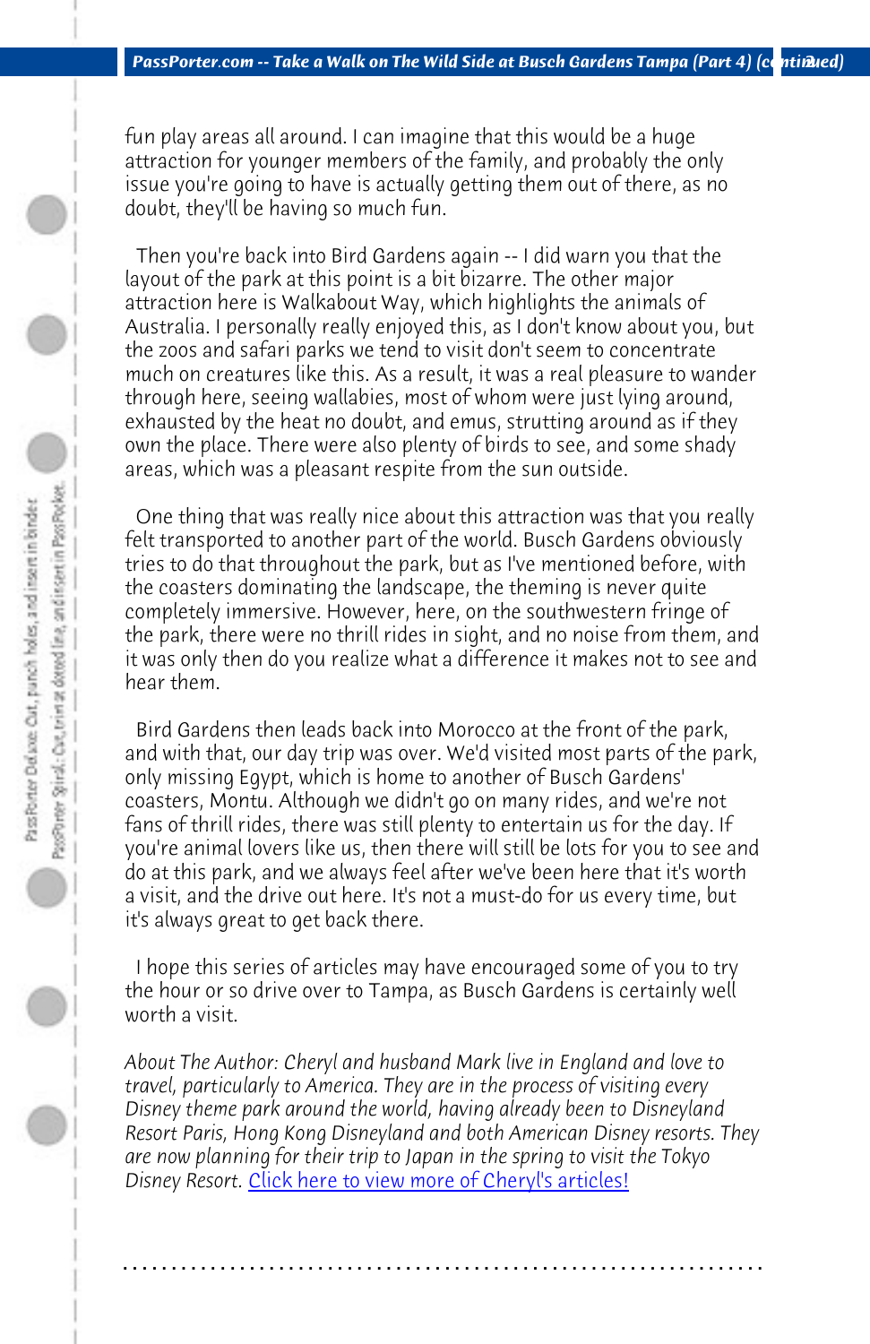fun play areas all around. I can imagine that this would be a huge attraction for younger members of the family, and probably the only issue you're going to have is actually getting them out of there, as no doubt, they'll be having so much fun.

Then you're back into Bird Gardens again -- I did warn you that the layout of the park at this point is a bit bizarre. The other major attraction here is Walkabout Way, which highlights the animals of Australia. I personally really enjoyed this, as I don't know about you, but the zoos and safari parks we tend to visit don't seem to concentrate much on creatures like this. As a result, it was a real pleasure to wander through here, seeing wallabies, most of whom were just lying around, exhausted by the heat no doubt, and emus, strutting around as if they own the place. There were also plenty of birds to see, and some shady areas, which was a pleasant respite from the sun outside.

One thing that was really nice about this attraction was that you really felt transported to another part of the world. Busch Gardens obviously tries to do that throughout the park, but as I've mentioned before, with the coasters dominating the landscape, the theming is never quite completely immersive. However, here, on the southwestern fringe of the park, there were no thrill rides in sight, and no noise from them, and it was only then do you realize what a difference it makes not to see and hear them.

Bird Gardens then leads back into Morocco at the front of the park, and with that, our day trip was over. We'd visited most parts of the park, only missing Egypt, which is home to another of Busch Gardens' coasters, Montu. Although we didn't go on many rides, and we're not fans of thrill rides, there was still plenty to entertain us for the day. If you're animal lovers like us, then there will still be lots for you to see and do at this park, and we always feel after we've been here that it's worth a visit, and the drive out here. It's not a must-do for us every time, but it's always great to get back there.

I hope this series of articles may have encouraged some of you to try the hour or so drive over to Tampa, as Busch Gardens is certainly well worth a visit.

*About The Author: Cheryl and husband Mark live in England and love to travel, particularly to America. They are in the process of visiting every Disney theme park around the world, having already been to Disneyland Resort Paris, Hong Kong Disneyland and both American Disney resorts. They are now planning for their trip to Japan in the spring to visit the Tokyo Disney Resort.* Click here to view more of Cheryl's articles!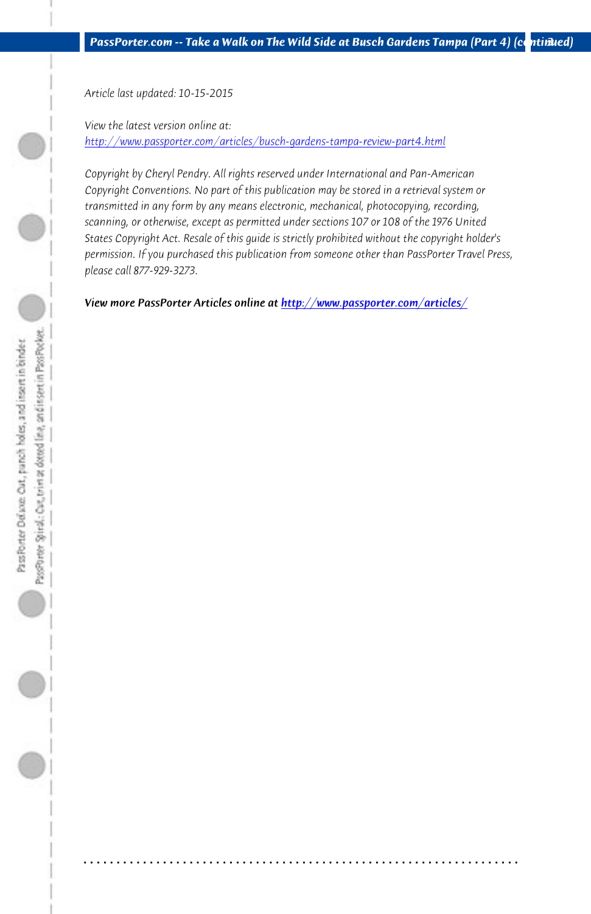*Article last updated: 10-15-2015*

*View the latest version online at:*
*[http://www.passporter.com/articles/busch-gardens-tampa-review-part4.html](http://www.passporter.com/articles/busch-gardens-tampa-review-part4.html)*

*Copyright by Cheryl Pendry. All rights reserved under International and Pan-American Copyright Conventions. No part of this publication may be stored in a retrieval system or transmitted in any form by any means electronic, mechanical, photocopying, recording, scanning, or otherwise, except as permitted under sections 107 or 108 of the 1976 United States Copyright Act. Resale of this guide is strictly prohibited without the copyright holder's permission. If you purchased this publication from someone other than PassPorter Travel Press, please call 877-929-3273.*

***View more PassPorter Articles online at [http://www.passporter.com/articles/](http://www.passporter.com/articles/)***